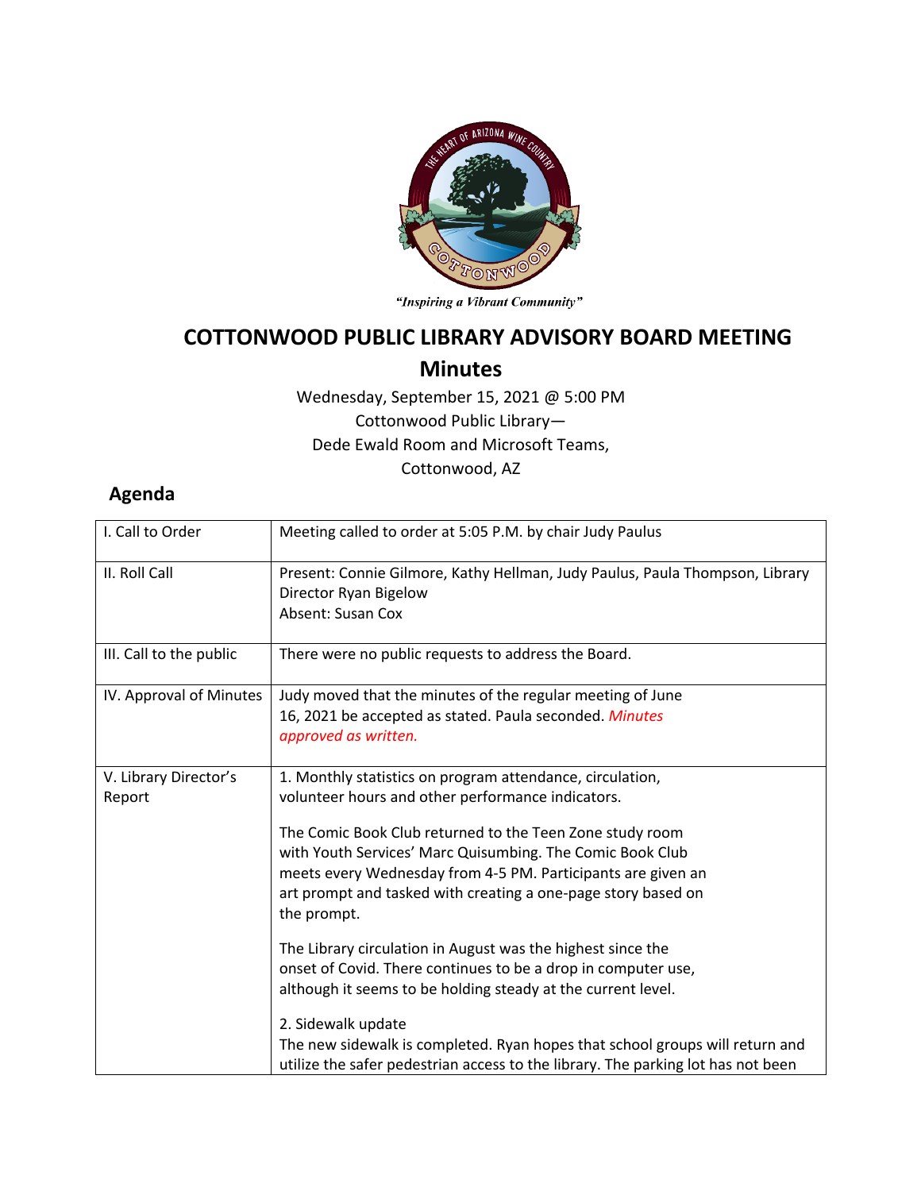"Inspiring a Vibrant Community"

# COTTONWOOD PUBLIC LIBRARY ADVISORY BOARD MEETING

## Minutes

Wednesday, September 15, 2021 @ 5:00 PM
Cottonwood Public Library—
Dede Ewald Room and Microsoft Teams,
Cottonwood, AZ

## Agenda

| | |
|---|---|
| I. Call to Order | Meeting called to order at 5:05 P.M. by chair Judy Paulus |
| II. Roll Call | Present: Connie Gilmore, Kathy Hellman, Judy Paulus, Paula Thompson, Library Director Ryan Bigelow<br>Absent: Susan Cox |
| III. Call to the public | There were no public requests to address the Board. |
| IV. Approval of Minutes | Judy moved that the minutes of the regular meeting of June 16, 2021 be accepted as stated. Paula seconded. *Minutes approved as written.* |
| V. Library Director's Report | 1. Monthly statistics on program attendance, circulation, volunteer hours and other performance indicators.<br><br>The Comic Book Club returned to the Teen Zone study room with Youth Services' Marc Quisumbing. The Comic Book Club meets every Wednesday from 4-5 PM. Participants are given an art prompt and tasked with creating a one-page story based on the prompt.<br><br>The Library circulation in August was the highest since the onset of Covid. There continues to be a drop in computer use, although it seems to be holding steady at the current level.<br><br>2. Sidewalk update<br>The new sidewalk is completed. Ryan hopes that school groups will return and utilize the safer pedestrian access to the library. The parking lot has not been |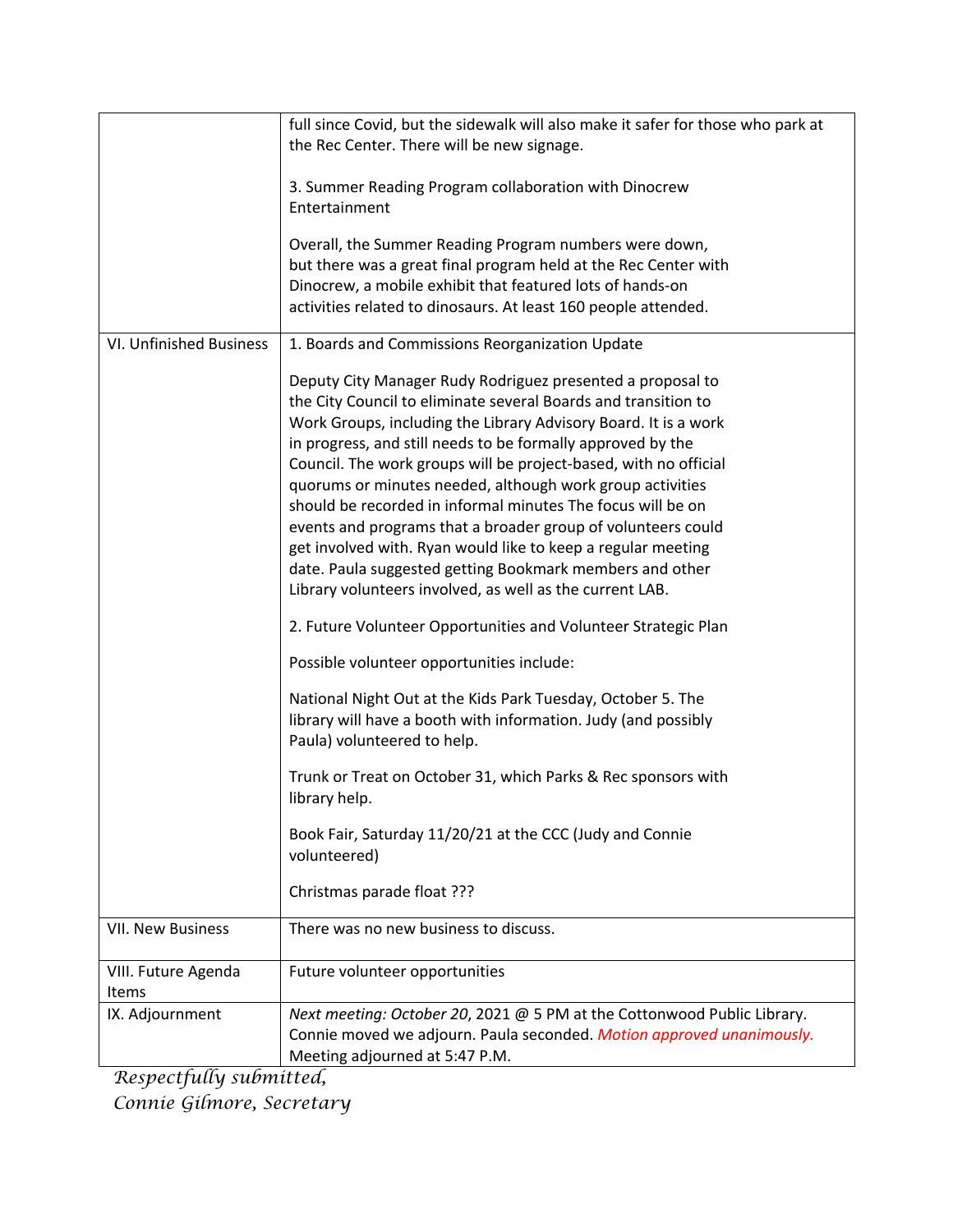| | |
|---|---|
| | full since Covid, but the sidewalk will also make it safer for those who park at the Rec Center. There will be new signage.<br><br>3. Summer Reading Program collaboration with Dinocrew Entertainment<br><br>Overall, the Summer Reading Program numbers were down, but there was a great final program held at the Rec Center with Dinocrew, a mobile exhibit that featured lots of hands-on activities related to dinosaurs. At least 160 people attended. |
| VI. Unfinished Business | 1. Boards and Commissions Reorganization Update<br><br>Deputy City Manager Rudy Rodriguez presented a proposal to the City Council to eliminate several Boards and transition to Work Groups, including the Library Advisory Board. It is a work in progress, and still needs to be formally approved by the Council. The work groups will be project-based, with no official quorums or minutes needed, although work group activities should be recorded in informal minutes The focus will be on events and programs that a broader group of volunteers could get involved with. Ryan would like to keep a regular meeting date. Paula suggested getting Bookmark members and other Library volunteers involved, as well as the current LAB.<br><br>2. Future Volunteer Opportunities and Volunteer Strategic Plan<br><br>Possible volunteer opportunities include:<br><br>National Night Out at the Kids Park Tuesday, October 5. The library will have a booth with information. Judy (and possibly Paula) volunteered to help.<br><br>Trunk or Treat on October 31, which Parks & Rec sponsors with library help.<br><br>Book Fair, Saturday 11/20/21 at the CCC (Judy and Connie volunteered)<br><br>Christmas parade float ??? |
| VII. New Business | There was no new business to discuss. |
| VIII. Future Agenda Items | Future volunteer opportunities |
| IX. Adjournment | *Next meeting: October 20*, 2021 @ 5 PM at the Cottonwood Public Library. Connie moved we adjourn. Paula seconded. *Motion approved unanimously.* Meeting adjourned at 5:47 P.M. |

*Respectfully submitted,*
*Connie Gilmore, Secretary*